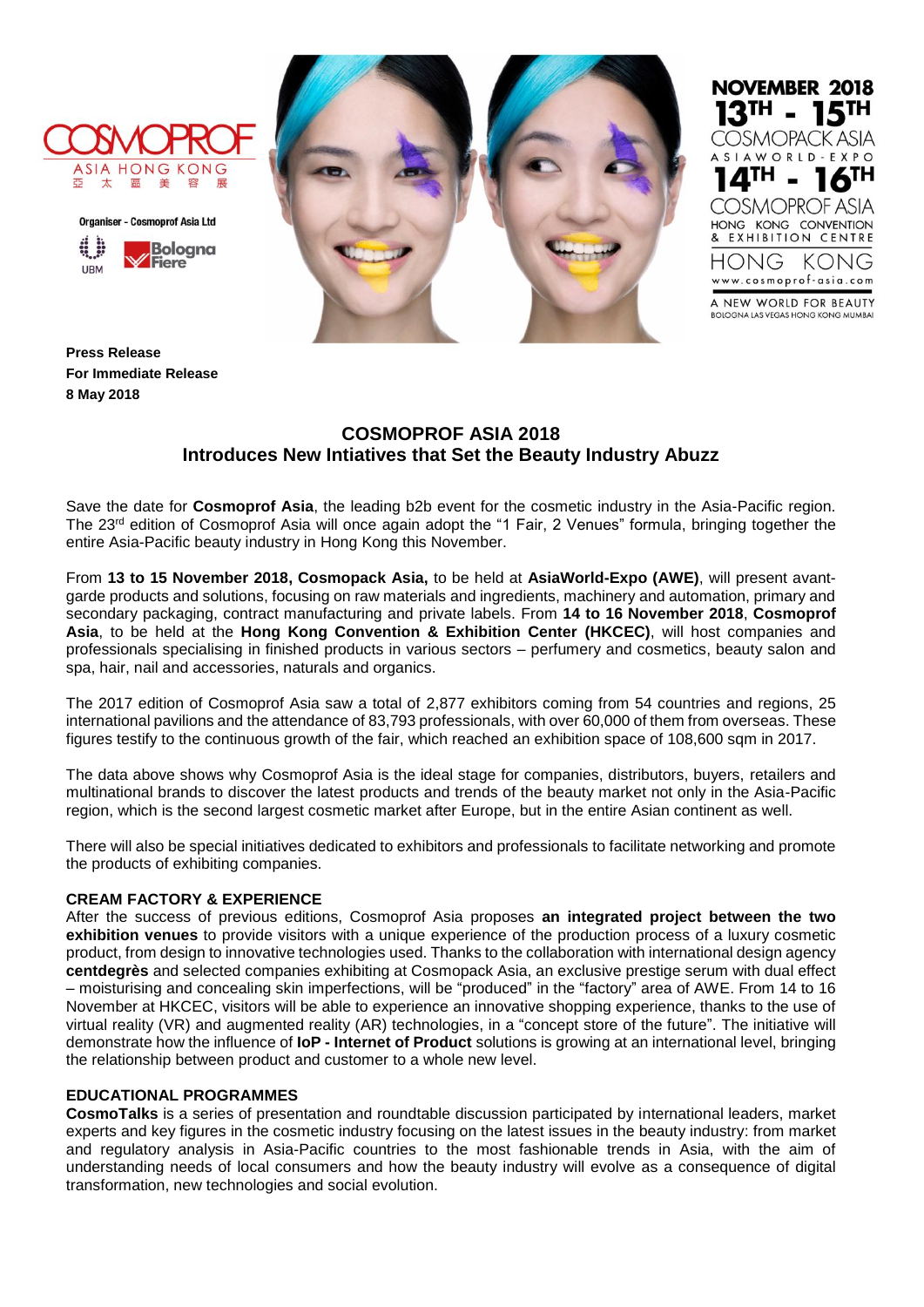COSMOPROF ASIA HONG KONG
亞太區美容展

Organiser - Cosmoprof Asia Ltd

UBM Bologna Fiere

NOVEMBER 2018
13TH - 15TH
COSMOPACK ASIA
ASIAWORLD-EXPO
14TH - 16TH
COSMOPROF ASIA
HONG KONG CONVENTION & EXHIBITION CENTRE
HONG KONG
www.cosmoprof-asia.com
A NEW WORLD FOR BEAUTY
BOLOGNA LAS VEGAS HONG KONG MUMBAI

**Press Release**
**For Immediate Release**
**8 May 2018**

## COSMOPROF ASIA 2018
## Introduces New Intiatives that Set the Beauty Industry Abuzz

Save the date for **Cosmoprof Asia**, the leading b2b event for the cosmetic industry in the Asia-Pacific region. The 23rd edition of Cosmoprof Asia will once again adopt the "1 Fair, 2 Venues" formula, bringing together the entire Asia-Pacific beauty industry in Hong Kong this November.

From **13 to 15 November 2018, Cosmopack Asia,** to be held at **AsiaWorld-Expo (AWE)**, will present avant-garde products and solutions, focusing on raw materials and ingredients, machinery and automation, primary and secondary packaging, contract manufacturing and private labels. From **14 to 16 November 2018**, **Cosmoprof Asia**, to be held at the **Hong Kong Convention & Exhibition Center (HKCEC)**, will host companies and professionals specialising in finished products in various sectors – perfumery and cosmetics, beauty salon and spa, hair, nail and accessories, naturals and organics.

The 2017 edition of Cosmoprof Asia saw a total of 2,877 exhibitors coming from 54 countries and regions, 25 international pavilions and the attendance of 83,793 professionals, with over 60,000 of them from overseas. These figures testify to the continuous growth of the fair, which reached an exhibition space of 108,600 sqm in 2017.

The data above shows why Cosmoprof Asia is the ideal stage for companies, distributors, buyers, retailers and multinational brands to discover the latest products and trends of the beauty market not only in the Asia-Pacific region, which is the second largest cosmetic market after Europe, but in the entire Asian continent as well.

There will also be special initiatives dedicated to exhibitors and professionals to facilitate networking and promote the products of exhibiting companies.

**CREAM FACTORY & EXPERIENCE**

After the success of previous editions, Cosmoprof Asia proposes **an integrated project between the two exhibition venues** to provide visitors with a unique experience of the production process of a luxury cosmetic product, from design to innovative technologies used. Thanks to the collaboration with international design agency **centdegrès** and selected companies exhibiting at Cosmopack Asia, an exclusive prestige serum with dual effect – moisturising and concealing skin imperfections, will be "produced" in the "factory" area of AWE. From 14 to 16 November at HKCEC, visitors will be able to experience an innovative shopping experience, thanks to the use of virtual reality (VR) and augmented reality (AR) technologies, in a "concept store of the future". The initiative will demonstrate how the influence of **IoP - Internet of Product** solutions is growing at an international level, bringing the relationship between product and customer to a whole new level.

**EDUCATIONAL PROGRAMMES**

**CosmoTalks** is a series of presentation and roundtable discussion participated by international leaders, market experts and key figures in the cosmetic industry focusing on the latest issues in the beauty industry: from market and regulatory analysis in Asia-Pacific countries to the most fashionable trends in Asia, with the aim of understanding needs of local consumers and how the beauty industry will evolve as a consequence of digital transformation, new technologies and social evolution.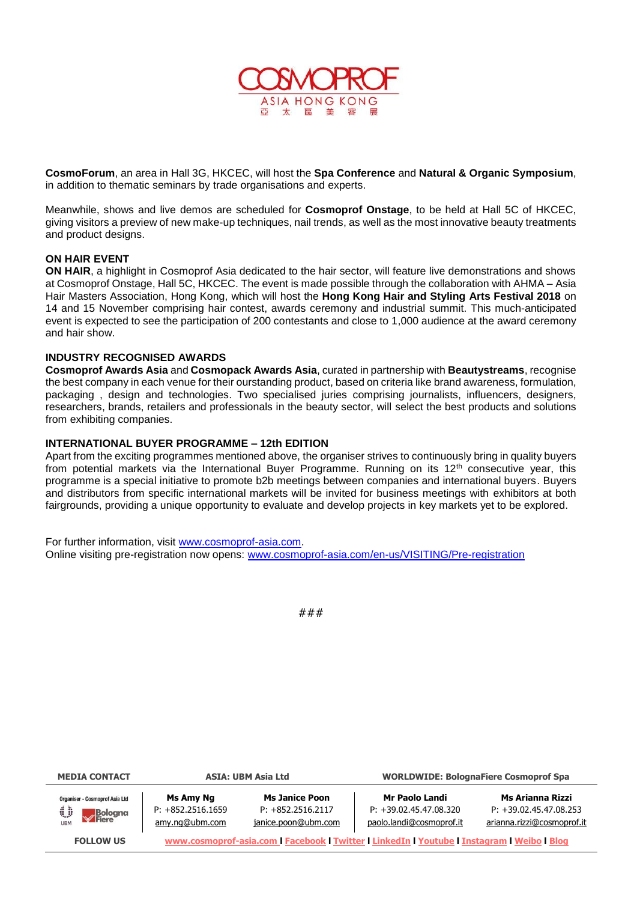**CosmoForum**, an area in Hall 3G, HKCEC, will host the **Spa Conference** and **Natural & Organic Symposium**, in addition to thematic seminars by trade organisations and experts.

Meanwhile, shows and live demos are scheduled for **Cosmoprof Onstage**, to be held at Hall 5C of HKCEC, giving visitors a preview of new make-up techniques, nail trends, as well as the most innovative beauty treatments and product designs.

**ON HAIR EVENT**

**ON HAIR**, a highlight in Cosmoprof Asia dedicated to the hair sector, will feature live demonstrations and shows at Cosmoprof Onstage, Hall 5C, HKCEC. The event is made possible through the collaboration with AHMA – Asia Hair Masters Association, Hong Kong, which will host the **Hong Kong Hair and Styling Arts Festival 2018** on 14 and 15 November comprising hair contest, awards ceremony and industrial summit. This much-anticipated event is expected to see the participation of 200 contestants and close to 1,000 audience at the award ceremony and hair show.

**INDUSTRY RECOGNISED AWARDS**

**Cosmoprof Awards Asia** and **Cosmopack Awards Asia**, curated in partnership with **Beautystreams**, recognise the best company in each venue for their ourstanding product, based on criteria like brand awareness, formulation, packaging , design and technologies. Two specialised juries comprising journalists, influencers, designers, researchers, brands, retailers and professionals in the beauty sector, will select the best products and solutions from exhibiting companies.

**INTERNATIONAL BUYER PROGRAMME – 12th EDITION**

Apart from the exciting programmes mentioned above, the organiser strives to continuously bring in quality buyers from potential markets via the International Buyer Programme. Running on its 12th consecutive year, this programme is a special initiative to promote b2b meetings between companies and international buyers. Buyers and distributors from specific international markets will be invited for business meetings with exhibitors at both fairgrounds, providing a unique opportunity to evaluate and develop projects in key markets yet to be explored.

For further information, visit www.cosmoprof-asia.com.
Online visiting pre-registration now opens: www.cosmoprof-asia.com/en-us/VISITING/Pre-registration

###

| MEDIA CONTACT | ASIA: UBM Asia Ltd | | WORLDWIDE: BolognaFiere Cosmoprof Spa | |
|---|---|---|---|---|
| Organiser - Cosmoprof Asia Ltd UBM Bologna Fiere | **Ms Amy Ng** P: +852.2516.1659 amy.ng@ubm.com | **Ms Janice Poon** P: +852.2516.2117 janice.poon@ubm.com | **Mr Paolo Landi** P: +39.02.45.47.08.320 paolo.landi@cosmoprof.it | **Ms Arianna Rizzi** P: +39.02.45.47.08.253 arianna.rizzi@cosmoprof.it |
| FOLLOW US | www.cosmoprof-asia.com I Facebook I Twitter I LinkedIn I Youtube I Instagram I Weibo I Blog | | | |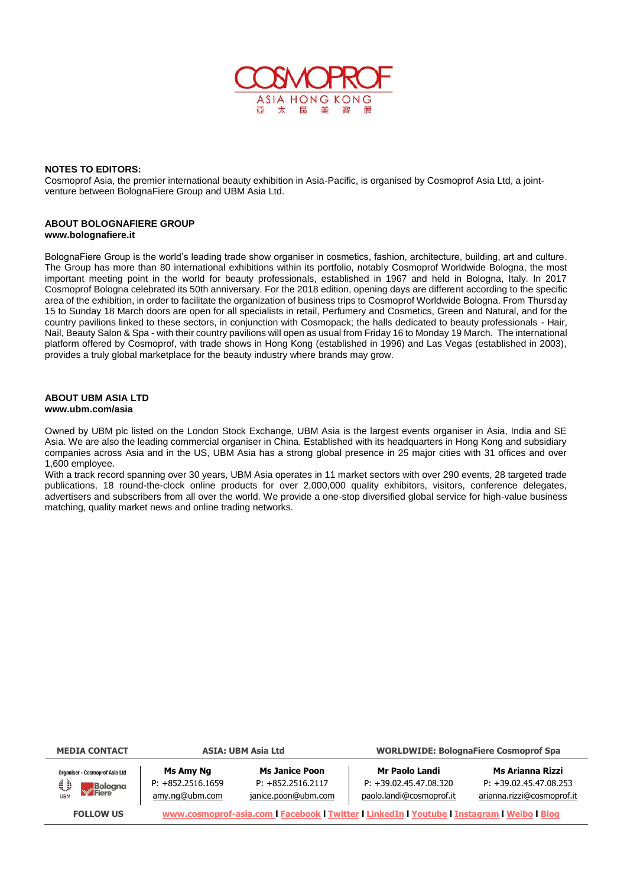COSMOPROF
ASIA HONG KONG
亞 太 區 美 容 展

**NOTES TO EDITORS:**
Cosmoprof Asia, the premier international beauty exhibition in Asia-Pacific, is organised by Cosmoprof Asia Ltd, a joint-venture between BolognaFiere Group and UBM Asia Ltd.

**ABOUT BOLOGNAFIERE GROUP**
**www.bolognafiere.it**

BolognaFiere Group is the world's leading trade show organiser in cosmetics, fashion, architecture, building, art and culture. The Group has more than 80 international exhibitions within its portfolio, notably Cosmoprof Worldwide Bologna, the most important meeting point in the world for beauty professionals, established in 1967 and held in Bologna, Italy. In 2017 Cosmoprof Bologna celebrated its 50th anniversary. For the 2018 edition, opening days are different according to the specific area of the exhibition, in order to facilitate the organization of business trips to Cosmoprof Worldwide Bologna. From Thursday 15 to Sunday 18 March doors are open for all specialists in retail, Perfumery and Cosmetics, Green and Natural, and for the country pavilions linked to these sectors, in conjunction with Cosmopack; the halls dedicated to beauty professionals - Hair, Nail, Beauty Salon & Spa - with their country pavilions will open as usual from Friday 16 to Monday 19 March. The international platform offered by Cosmoprof, with trade shows in Hong Kong (established in 1996) and Las Vegas (established in 2003), provides a truly global marketplace for the beauty industry where brands may grow.

**ABOUT UBM ASIA LTD**
**www.ubm.com/asia**

Owned by UBM plc listed on the London Stock Exchange, UBM Asia is the largest events organiser in Asia, India and SE Asia. We are also the leading commercial organiser in China. Established with its headquarters in Hong Kong and subsidiary companies across Asia and in the US, UBM Asia has a strong global presence in 25 major cities with 31 offices and over 1,600 employee.
With a track record spanning over 30 years, UBM Asia operates in 11 market sectors with over 290 events, 28 targeted trade publications, 18 round-the-clock online products for over 2,000,000 quality exhibitors, visitors, conference delegates, advertisers and subscribers from all over the world. We provide a one-stop diversified global service for high-value business matching, quality market news and online trading networks.

| MEDIA CONTACT | ASIA: UBM Asia Ltd | | WORLDWIDE: BolognaFiere Cosmoprof Spa | |
|---|---|---|---|---|
| Organiser - Cosmoprof Asia Ltd UBM BolognaFiere | **Ms Amy Ng** P: +852.2516.1659 amy.ng@ubm.com | **Ms Janice Poon** P: +852.2516.2117 janice.poon@ubm.com | **Mr Paolo Landi** P: +39.02.45.47.08.320 paolo.landi@cosmoprof.it | **Ms Arianna Rizzi** P: +39.02.45.47.08.253 arianna.rizzi@cosmoprof.it |
| FOLLOW US | www.cosmoprof-asia.com I Facebook I Twitter I LinkedIn I Youtube I Instagram I Weibo I Blog | | | |